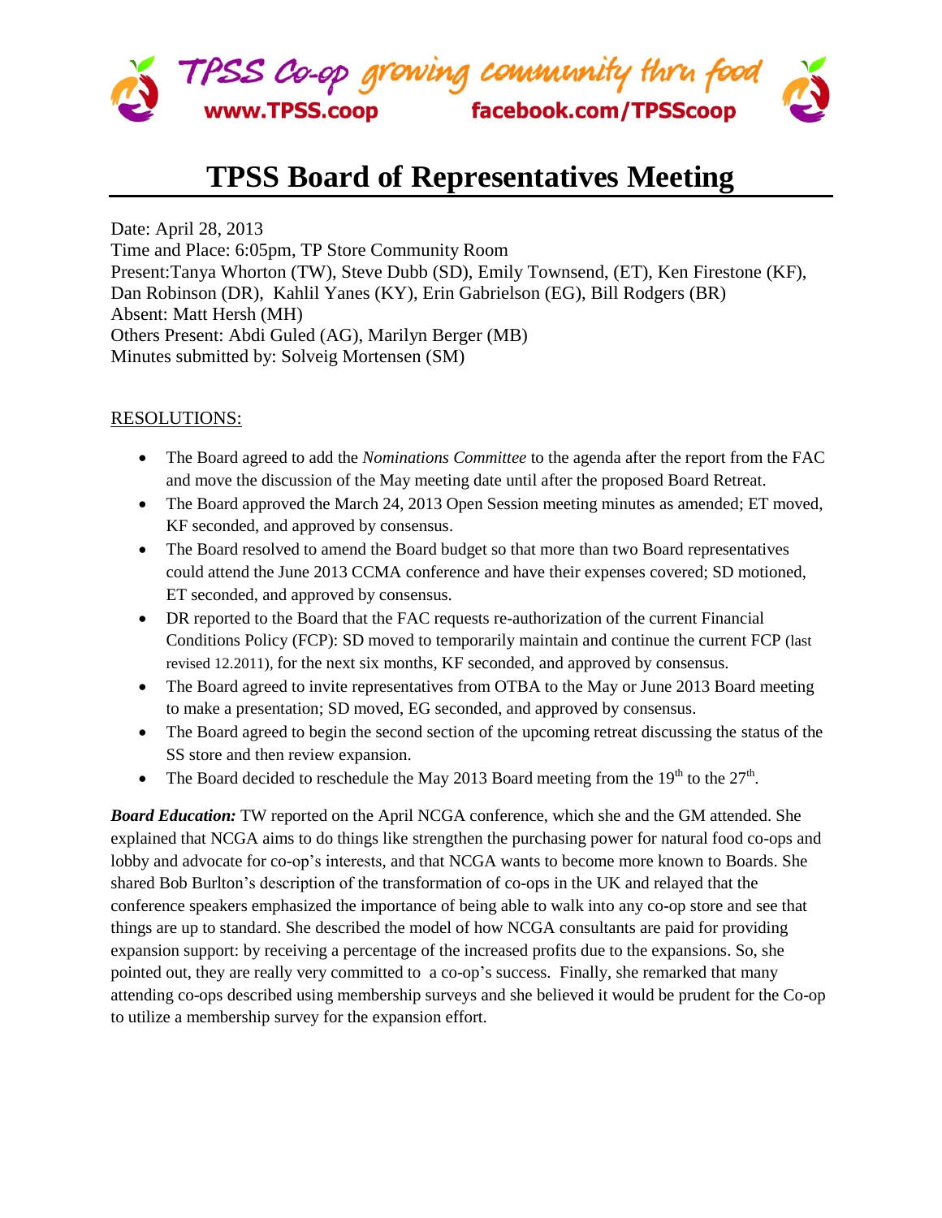# TPSS Board of Representatives Meeting

Date: April 28, 2013
Time and Place: 6:05pm, TP Store Community Room
Present:Tanya Whorton (TW), Steve Dubb (SD), Emily Townsend, (ET), Ken Firestone (KF), Dan Robinson (DR), Kahlil Yanes (KY), Erin Gabrielson (EG), Bill Rodgers (BR)
Absent: Matt Hersh (MH)
Others Present: Abdi Guled (AG), Marilyn Berger (MB)
Minutes submitted by: Solveig Mortensen (SM)

## RESOLUTIONS:

- The Board agreed to add the *Nominations Committee* to the agenda after the report from the FAC and move the discussion of the May meeting date until after the proposed Board Retreat.
- The Board approved the March 24, 2013 Open Session meeting minutes as amended; ET moved, KF seconded, and approved by consensus.
- The Board resolved to amend the Board budget so that more than two Board representatives could attend the June 2013 CCMA conference and have their expenses covered; SD motioned, ET seconded, and approved by consensus.
- DR reported to the Board that the FAC requests re-authorization of the current Financial Conditions Policy (FCP): SD moved to temporarily maintain and continue the current FCP (last revised 12.2011), for the next six months, KF seconded, and approved by consensus.
- The Board agreed to invite representatives from OTBA to the May or June 2013 Board meeting to make a presentation; SD moved, EG seconded, and approved by consensus.
- The Board agreed to begin the second section of the upcoming retreat discussing the status of the SS store and then review expansion.
- The Board decided to reschedule the May 2013 Board meeting from the 19th to the 27th.

***Board Education:*** TW reported on the April NCGA conference, which she and the GM attended. She explained that NCGA aims to do things like strengthen the purchasing power for natural food co-ops and lobby and advocate for co-op's interests, and that NCGA wants to become more known to Boards. She shared Bob Burlton's description of the transformation of co-ops in the UK and relayed that the conference speakers emphasized the importance of being able to walk into any co-op store and see that things are up to standard. She described the model of how NCGA consultants are paid for providing expansion support: by receiving a percentage of the increased profits due to the expansions. So, she pointed out, they are really very committed to a co-op's success. Finally, she remarked that many attending co-ops described using membership surveys and she believed it would be prudent for the Co-op to utilize a membership survey for the expansion effort.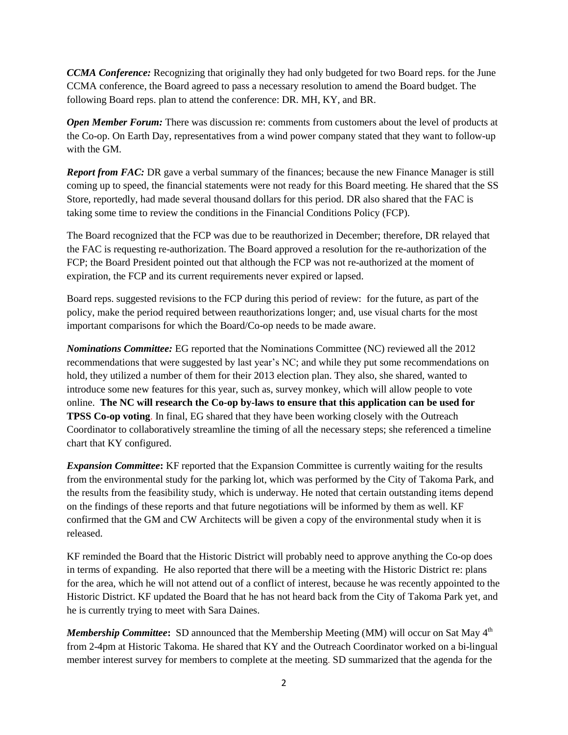***CCMA Conference:*** Recognizing that originally they had only budgeted for two Board reps. for the June CCMA conference, the Board agreed to pass a necessary resolution to amend the Board budget. The following Board reps. plan to attend the conference: DR. MH, KY, and BR.

***Open Member Forum:*** There was discussion re: comments from customers about the level of products at the Co-op. On Earth Day, representatives from a wind power company stated that they want to follow-up with the GM.

***Report from FAC:*** DR gave a verbal summary of the finances; because the new Finance Manager is still coming up to speed, the financial statements were not ready for this Board meeting. He shared that the SS Store, reportedly, had made several thousand dollars for this period. DR also shared that the FAC is taking some time to review the conditions in the Financial Conditions Policy (FCP).

The Board recognized that the FCP was due to be reauthorized in December; therefore, DR relayed that the FAC is requesting re-authorization. The Board approved a resolution for the re-authorization of the FCP; the Board President pointed out that although the FCP was not re-authorized at the moment of expiration, the FCP and its current requirements never expired or lapsed.

Board reps. suggested revisions to the FCP during this period of review: for the future, as part of the policy, make the period required between reauthorizations longer; and, use visual charts for the most important comparisons for which the Board/Co-op needs to be made aware.

***Nominations Committee:*** EG reported that the Nominations Committee (NC) reviewed all the 2012 recommendations that were suggested by last year's NC; and while they put some recommendations on hold, they utilized a number of them for their 2013 election plan. They also, she shared, wanted to introduce some new features for this year, such as, survey monkey, which will allow people to vote online. **The NC will research the Co-op by-laws to ensure that this application can be used for TPSS Co-op voting**. In final, EG shared that they have been working closely with the Outreach Coordinator to collaboratively streamline the timing of all the necessary steps; she referenced a timeline chart that KY configured.

***Expansion Committee*:** KF reported that the Expansion Committee is currently waiting for the results from the environmental study for the parking lot, which was performed by the City of Takoma Park, and the results from the feasibility study, which is underway. He noted that certain outstanding items depend on the findings of these reports and that future negotiations will be informed by them as well. KF confirmed that the GM and CW Architects will be given a copy of the environmental study when it is released.

KF reminded the Board that the Historic District will probably need to approve anything the Co-op does in terms of expanding. He also reported that there will be a meeting with the Historic District re: plans for the area, which he will not attend out of a conflict of interest, because he was recently appointed to the Historic District. KF updated the Board that he has not heard back from the City of Takoma Park yet, and he is currently trying to meet with Sara Daines.

***Membership Committee*:** SD announced that the Membership Meeting (MM) will occur on Sat May 4th from 2-4pm at Historic Takoma. He shared that KY and the Outreach Coordinator worked on a bi-lingual member interest survey for members to complete at the meeting. SD summarized that the agenda for the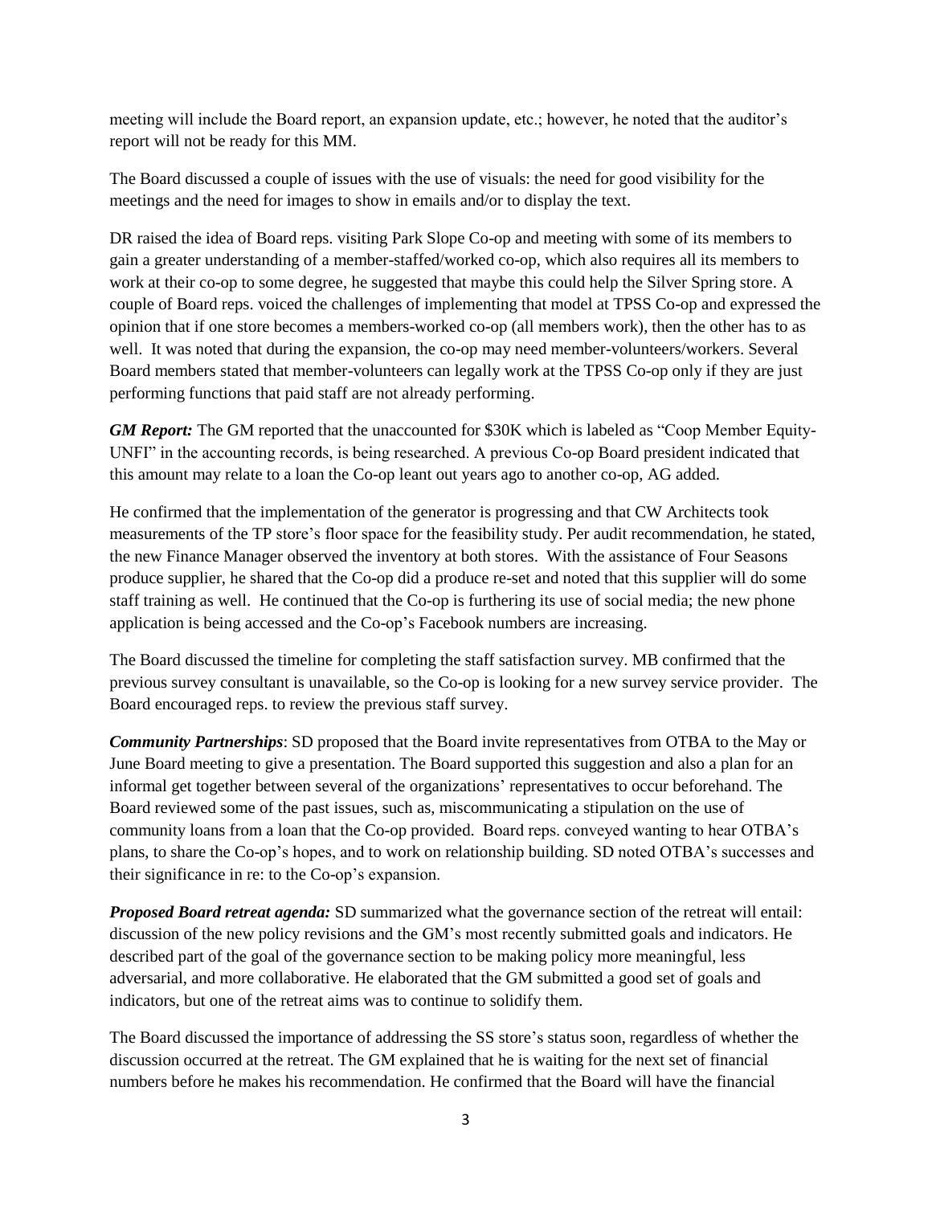meeting will include the Board report, an expansion update, etc.; however, he noted that the auditor's report will not be ready for this MM.

The Board discussed a couple of issues with the use of visuals: the need for good visibility for the meetings and the need for images to show in emails and/or to display the text.

DR raised the idea of Board reps. visiting Park Slope Co-op and meeting with some of its members to gain a greater understanding of a member-staffed/worked co-op, which also requires all its members to work at their co-op to some degree, he suggested that maybe this could help the Silver Spring store. A couple of Board reps. voiced the challenges of implementing that model at TPSS Co-op and expressed the opinion that if one store becomes a members-worked co-op (all members work), then the other has to as well. It was noted that during the expansion, the co-op may need member-volunteers/workers. Several Board members stated that member-volunteers can legally work at the TPSS Co-op only if they are just performing functions that paid staff are not already performing.

***GM Report:*** The GM reported that the unaccounted for $30K which is labeled as "Coop Member Equity-UNFI" in the accounting records, is being researched. A previous Co-op Board president indicated that this amount may relate to a loan the Co-op leant out years ago to another co-op, AG added.

He confirmed that the implementation of the generator is progressing and that CW Architects took measurements of the TP store's floor space for the feasibility study. Per audit recommendation, he stated, the new Finance Manager observed the inventory at both stores. With the assistance of Four Seasons produce supplier, he shared that the Co-op did a produce re-set and noted that this supplier will do some staff training as well. He continued that the Co-op is furthering its use of social media; the new phone application is being accessed and the Co-op's Facebook numbers are increasing.

The Board discussed the timeline for completing the staff satisfaction survey. MB confirmed that the previous survey consultant is unavailable, so the Co-op is looking for a new survey service provider. The Board encouraged reps. to review the previous staff survey.

***Community Partnerships***: SD proposed that the Board invite representatives from OTBA to the May or June Board meeting to give a presentation. The Board supported this suggestion and also a plan for an informal get together between several of the organizations' representatives to occur beforehand. The Board reviewed some of the past issues, such as, miscommunicating a stipulation on the use of community loans from a loan that the Co-op provided. Board reps. conveyed wanting to hear OTBA's plans, to share the Co-op's hopes, and to work on relationship building. SD noted OTBA's successes and their significance in re: to the Co-op's expansion.

***Proposed Board retreat agenda:*** SD summarized what the governance section of the retreat will entail: discussion of the new policy revisions and the GM's most recently submitted goals and indicators. He described part of the goal of the governance section to be making policy more meaningful, less adversarial, and more collaborative. He elaborated that the GM submitted a good set of goals and indicators, but one of the retreat aims was to continue to solidify them.

The Board discussed the importance of addressing the SS store's status soon, regardless of whether the discussion occurred at the retreat. The GM explained that he is waiting for the next set of financial numbers before he makes his recommendation. He confirmed that the Board will have the financial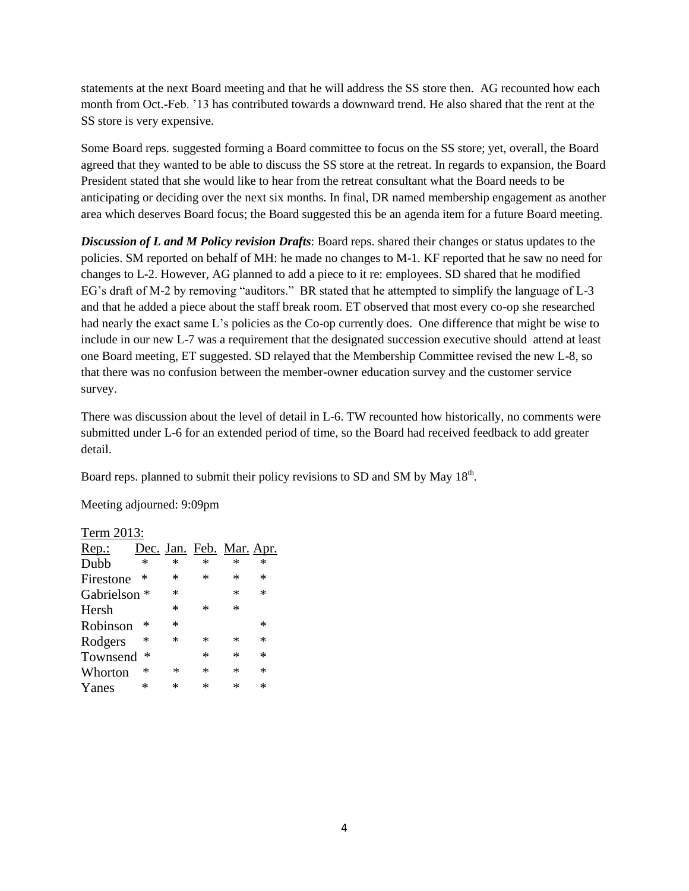statements at the next Board meeting and that he will address the SS store then. AG recounted how each month from Oct.-Feb. '13 has contributed towards a downward trend. He also shared that the rent at the SS store is very expensive.

Some Board reps. suggested forming a Board committee to focus on the SS store; yet, overall, the Board agreed that they wanted to be able to discuss the SS store at the retreat. In regards to expansion, the Board President stated that she would like to hear from the retreat consultant what the Board needs to be anticipating or deciding over the next six months. In final, DR named membership engagement as another area which deserves Board focus; the Board suggested this be an agenda item for a future Board meeting.

***Discussion of L and M Policy revision Drafts***: Board reps. shared their changes or status updates to the policies. SM reported on behalf of MH: he made no changes to M-1. KF reported that he saw no need for changes to L-2. However, AG planned to add a piece to it re: employees. SD shared that he modified EG's draft of M-2 by removing "auditors." BR stated that he attempted to simplify the language of L-3 and that he added a piece about the staff break room. ET observed that most every co-op she researched had nearly the exact same L's policies as the Co-op currently does. One difference that might be wise to include in our new L-7 was a requirement that the designated succession executive should attend at least one Board meeting, ET suggested. SD relayed that the Membership Committee revised the new L-8, so that there was no confusion between the member-owner education survey and the customer service survey.

There was discussion about the level of detail in L-6. TW recounted how historically, no comments were submitted under L-6 for an extended period of time, so the Board had received feedback to add greater detail.

Board reps. planned to submit their policy revisions to SD and SM by May 18th.

Meeting adjourned: 9:09pm

Term 2013:

| Rep.: | Dec. | Jan. | Feb. | Mar. | Apr. |
|---|---|---|---|---|---|
| Dubb | * | * | * | * | * |
| Firestone | * | * | * | * | * |
| Gabrielson | * | * | | * | * |
| Hersh | | * | * | * | |
| Robinson | * | * | | | * |
| Rodgers | * | * | * | * | * |
| Townsend | * | | * | * | * |
| Whorton | * | * | * | * | * |
| Yanes | * | * | * | * | * |